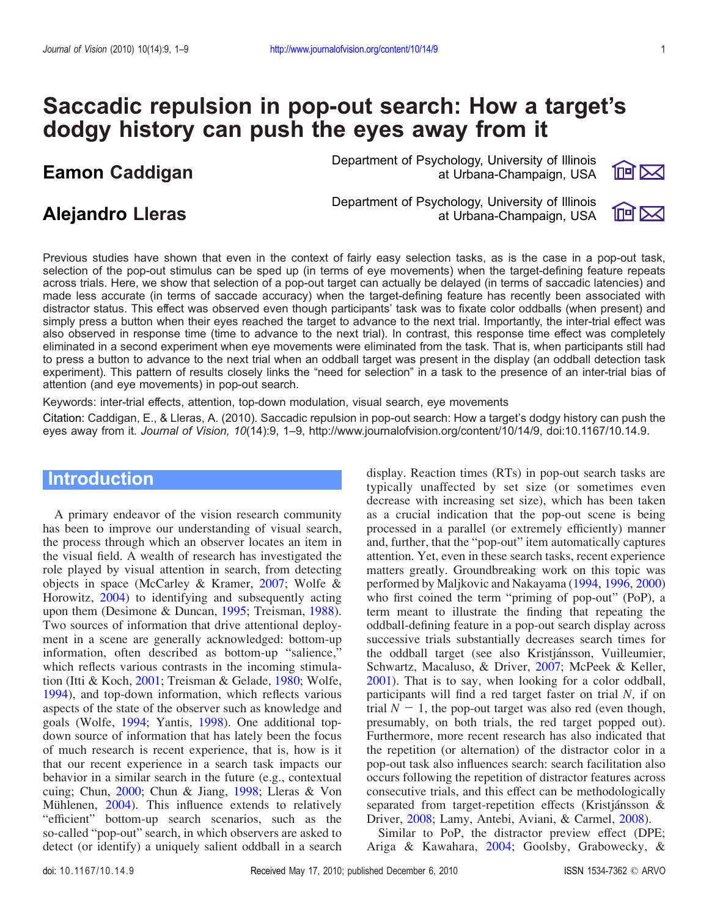# Saccadic repulsion in pop-out search: How a target's dodgy history can push the eyes away from it

**Eamon Caddigan** — Department of Psychology, University of Illinois at Urbana-Champaign, USA

**Alejandro Lleras** — Department of Psychology, University of Illinois at Urbana-Champaign, USA

Previous studies have shown that even in the context of fairly easy selection tasks, as is the case in a pop-out task, selection of the pop-out stimulus can be sped up (in terms of eye movements) when the target-defining feature repeats across trials. Here, we show that selection of a pop-out target can actually be delayed (in terms of saccadic latencies) and made less accurate (in terms of saccade accuracy) when the target-defining feature has recently been associated with distractor status. This effect was observed even though participants' task was to fixate color oddballs (when present) and simply press a button when their eyes reached the target to advance to the next trial. Importantly, the inter-trial effect was also observed in response time (time to advance to the next trial). In contrast, this response time effect was completely eliminated in a second experiment when eye movements were eliminated from the task. That is, when participants still had to press a button to advance to the next trial when an oddball target was present in the display (an oddball detection task experiment). This pattern of results closely links the "need for selection" in a task to the presence of an inter-trial bias of attention (and eye movements) in pop-out search.

Keywords: inter-trial effects, attention, top-down modulation, visual search, eye movements

Citation: Caddigan, E., & Lleras, A. (2010). Saccadic repulsion in pop-out search: How a target's dodgy history can push the eyes away from it. *Journal of Vision, 10*(14):9, 1–9, http://www.journalofvision.org/content/10/14/9, doi:10.1167/10.14.9.

## Introduction

A primary endeavor of the vision research community has been to improve our understanding of visual search, the process through which an observer locates an item in the visual field. A wealth of research has investigated the role played by visual attention in search, from detecting objects in space (McCarley & Kramer, 2007; Wolfe & Horowitz, 2004) to identifying and subsequently acting upon them (Desimone & Duncan, 1995; Treisman, 1988). Two sources of information that drive attentional deployment in a scene are generally acknowledged: bottom-up information, often described as bottom-up "salience," which reflects various contrasts in the incoming stimulation (Itti & Koch, 2001; Treisman & Gelade, 1980; Wolfe, 1994), and top-down information, which reflects various aspects of the state of the observer such as knowledge and goals (Wolfe, 1994; Yantis, 1998). One additional top-down source of information that has lately been the focus of much research is recent experience, that is, how is it that our recent experience in a search task impacts our behavior in a similar search in the future (e.g., contextual cuing; Chun, 2000; Chun & Jiang, 1998; Lleras & Von Mühlenen, 2004). This influence extends to relatively "efficient" bottom-up search scenarios, such as the so-called "pop-out" search, in which observers are asked to detect (or identify) a uniquely salient oddball in a search display. Reaction times (RTs) in pop-out search tasks are typically unaffected by set size (or sometimes even decrease with increasing set size), which has been taken as a crucial indication that the pop-out scene is being processed in a parallel (or extremely efficiently) manner and, further, that the "pop-out" item automatically captures attention. Yet, even in these search tasks, recent experience matters greatly. Groundbreaking work on this topic was performed by Maljkovic and Nakayama (1994, 1996, 2000) who first coined the term "priming of pop-out" (PoP), a term meant to illustrate the finding that repeating the oddball-defining feature in a pop-out search display across successive trials substantially decreases search times for the oddball target (see also Kristjánsson, Vuilleumier, Schwartz, Macaluso, & Driver, 2007; McPeek & Keller, 2001). That is to say, when looking for a color oddball, participants will find a red target faster on trial *N*, if on trial $N - 1$, the pop-out target was also red (even though, presumably, on both trials, the red target popped out). Furthermore, more recent research has also indicated that the repetition (or alternation) of the distractor color in a pop-out task also influences search: search facilitation also occurs following the repetition of distractor features across consecutive trials, and this effect can be methodologically separated from target-repetition effects (Kristjánsson & Driver, 2008; Lamy, Antebi, Aviani, & Carmel, 2008).

Similar to PoP, the distractor preview effect (DPE; Ariga & Kawahara, 2004; Goolsby, Grabowecky, &

doi: 10.1167/10.14.9 Received May 17, 2010; published December 6, 2010 ISSN 1534-7362 © ARVO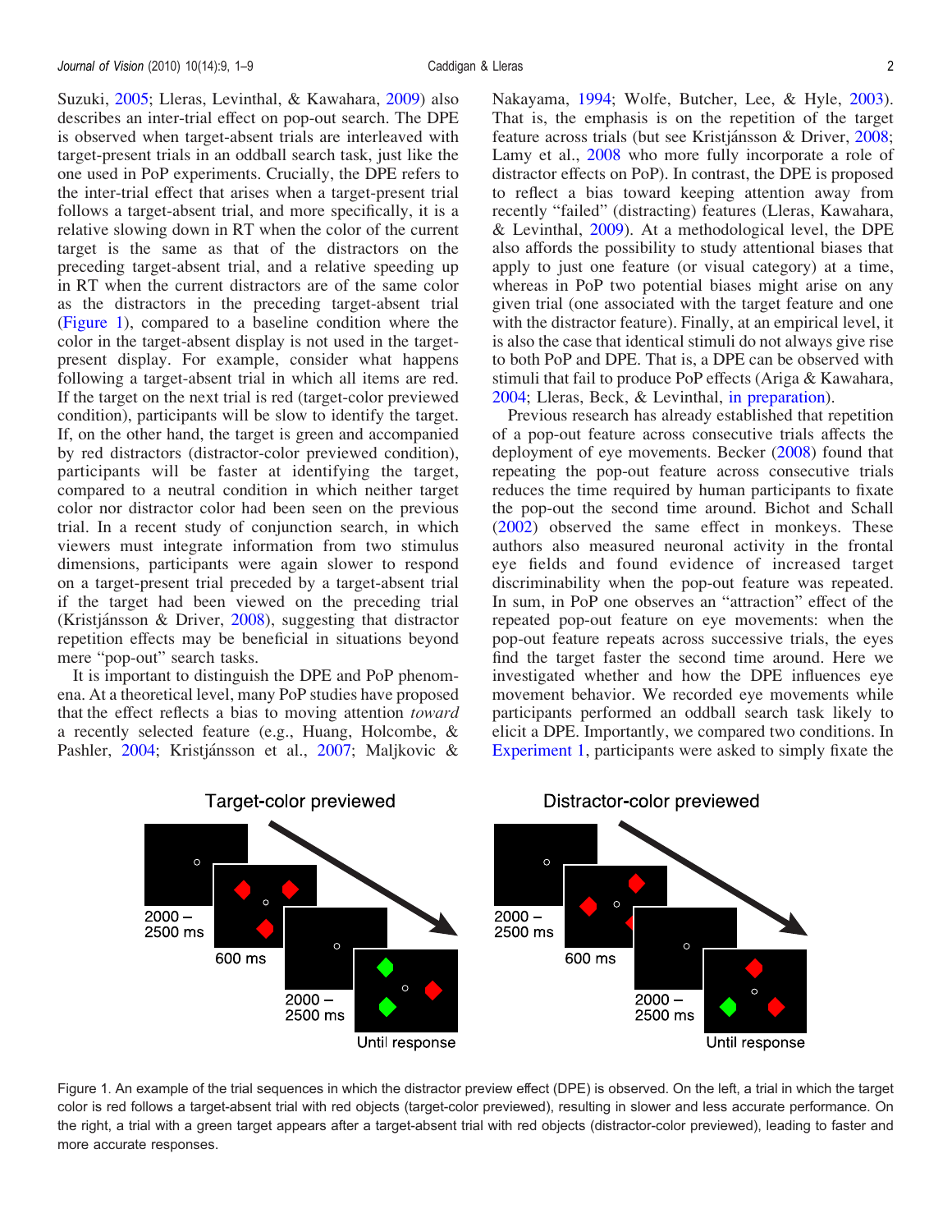Suzuki, 2005; Lleras, Levinthal, & Kawahara, 2009) also describes an inter-trial effect on pop-out search. The DPE is observed when target-absent trials are interleaved with target-present trials in an oddball search task, just like the one used in PoP experiments. Crucially, the DPE refers to the inter-trial effect that arises when a target-present trial follows a target-absent trial, and more specifically, it is a relative slowing down in RT when the color of the current target is the same as that of the distractors on the preceding target-absent trial, and a relative speeding up in RT when the current distractors are of the same color as the distractors in the preceding target-absent trial (Figure 1), compared to a baseline condition where the color in the target-absent display is not used in the target-present display. For example, consider what happens following a target-absent trial in which all items are red. If the target on the next trial is red (target-color previewed condition), participants will be slow to identify the target. If, on the other hand, the target is green and accompanied by red distractors (distractor-color previewed condition), participants will be faster at identifying the target, compared to a neutral condition in which neither target color nor distractor color had been seen on the previous trial. In a recent study of conjunction search, in which viewers must integrate information from two stimulus dimensions, participants were again slower to respond on a target-present trial preceded by a target-absent trial if the target had been viewed on the preceding trial (Kristjánsson & Driver, 2008), suggesting that distractor repetition effects may be beneficial in situations beyond mere "pop-out" search tasks.

It is important to distinguish the DPE and PoP phenomena. At a theoretical level, many PoP studies have proposed that the effect reflects a bias to moving attention *toward* a recently selected feature (e.g., Huang, Holcombe, & Pashler, 2004; Kristjánsson et al., 2007; Maljkovic & Nakayama, 1994; Wolfe, Butcher, Lee, & Hyle, 2003). That is, the emphasis is on the repetition of the target feature across trials (but see Kristjánsson & Driver, 2008; Lamy et al., 2008 who more fully incorporate a role of distractor effects on PoP). In contrast, the DPE is proposed to reflect a bias toward keeping attention away from recently "failed" (distracting) features (Lleras, Kawahara, & Levinthal, 2009). At a methodological level, the DPE also affords the possibility to study attentional biases that apply to just one feature (or visual category) at a time, whereas in PoP two potential biases might arise on any given trial (one associated with the target feature and one with the distractor feature). Finally, at an empirical level, it is also the case that identical stimuli do not always give rise to both PoP and DPE. That is, a DPE can be observed with stimuli that fail to produce PoP effects (Ariga & Kawahara, 2004; Lleras, Beck, & Levinthal, in preparation).

Previous research has already established that repetition of a pop-out feature across trials affects the deployment of eye movements. Becker (2008) found that repeating the pop-out feature across consecutive trials reduces the time required by human participants to fixate the pop-out the second time around. Bichot and Schall (2002) observed the same effect in monkeys. These authors also measured neuronal activity in the frontal eye fields and found evidence of increased target discriminability when the pop-out feature was repeated. In sum, in PoP one observes an "attraction" effect of the repeated pop-out feature on eye movements: when the pop-out feature repeats across successive trials, the eyes find the target faster the second time around. Here we investigated whether and how the DPE influences eye movement behavior. We recorded eye movements while participants performed an oddball search task likely to elicit a DPE. Importantly, we compared two conditions. In Experiment 1, participants were asked to simply fixate the

Figure 1. An example of the trial sequences in which the distractor preview effect (DPE) is observed. On the left, a trial in which the target color is red follows a target-absent trial with red objects (target-color previewed), resulting in slower and less accurate performance. On the right, a trial with a green target appears after a target-absent trial with red objects (distractor-color previewed), leading to faster and more accurate responses.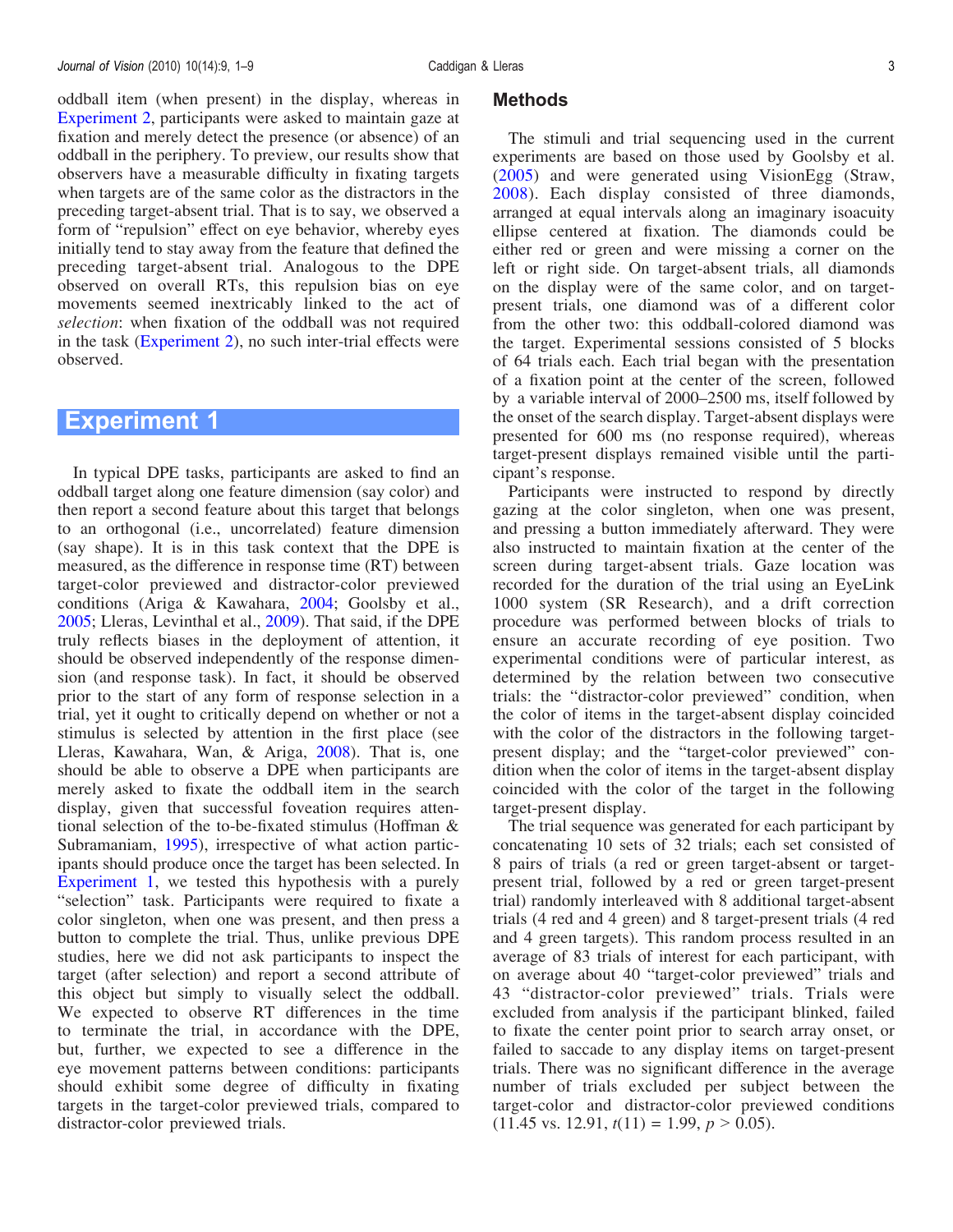oddball item (when present) in the display, whereas in Experiment 2, participants were asked to maintain gaze at fixation and merely detect the presence (or absence) of an oddball in the periphery. To preview, our results show that observers have a measurable difficulty in fixating targets when targets are of the same color as the distractors in the preceding target-absent trial. That is to say, we observed a form of "repulsion" effect on eye behavior, whereby eyes initially tend to stay away from the feature that defined the preceding target-absent trial. Analogous to the DPE observed on overall RTs, this repulsion bias on eye movements seemed inextricably linked to the act of *selection*: when fixation of the oddball was not required in the task (Experiment 2), no such inter-trial effects were observed.

## Experiment 1

In typical DPE tasks, participants are asked to find an oddball target along one feature dimension (say color) and then report a second feature about this target that belongs to an orthogonal (i.e., uncorrelated) feature dimension (say shape). It is in this task context that the DPE is measured, as the difference in response time (RT) between target-color previewed and distractor-color previewed conditions (Ariga & Kawahara, 2004; Goolsby et al., 2005; Lleras, Levinthal et al., 2009). That said, if the DPE truly reflects biases in the deployment of attention, it should be observed independently of the response dimension (and response task). In fact, it should be observed prior to the start of any form of response selection in a trial, yet it ought to critically depend on whether or not a stimulus is selected by attention in the first place (see Lleras, Kawahara, Wan, & Ariga, 2008). That is, one should be able to observe a DPE when participants are merely asked to fixate the oddball item in the search display, given that successful foveation requires attentional selection of the to-be-fixated stimulus (Hoffman & Subramaniam, 1995), irrespective of what action participants should produce once the target has been selected. In Experiment 1, we tested this hypothesis with a purely "selection" task. Participants were required to fixate a color singleton, when one was present, and then press a button to complete the trial. Thus, unlike previous DPE studies, here we did not ask participants to inspect the target (after selection) and report a second attribute of this object but simply to visually select the oddball. We expected to observe RT differences in the time to terminate the trial, in accordance with the DPE, but, further, we expected to see a difference in the eye movement patterns between conditions: participants should exhibit some degree of difficulty in fixating targets in the target-color previewed trials, compared to distractor-color previewed trials.

### Methods

The stimuli and trial sequencing used in the current experiments are based on those used by Goolsby et al. (2005) and were generated using VisionEgg (Straw, 2008). Each display consisted of three diamonds, arranged at equal intervals along an imaginary isoacuity ellipse centered at fixation. The diamonds could be either red or green and were missing a corner on the left or right side. On target-absent trials, all diamonds on the display were of the same color, and on target-present trials, one diamond was of a different color from the other two: this oddball-colored diamond was the target. Experimental sessions consisted of 5 blocks of 64 trials each. Each trial began with the presentation of a fixation point at the center of the screen, followed by a variable interval of 2000–2500 ms, itself followed by the onset of the search display. Target-absent displays were presented for 600 ms (no response required), whereas target-present displays remained visible until the participant's response.

Participants were instructed to respond by directly gazing at the color singleton, when one was present, and pressing a button immediately afterward. They were also instructed to maintain fixation at the center of the screen during target-absent trials. Gaze location was recorded for the duration of the trial using an EyeLink 1000 system (SR Research), and a drift correction procedure was performed between blocks of trials to ensure an accurate recording of eye position. Two experimental conditions were of particular interest, as determined by the relation between two consecutive trials: the "distractor-color previewed" condition, when the color of items in the target-absent display coincided with the color of the distractors in the following target-present display; and the "target-color previewed" condition when the color of items in the target-absent display coincided with the color of the target in the following target-present display.

The trial sequence was generated for each participant by concatenating 10 sets of 32 trials; each set consisted of 8 pairs of trials (a red or green target-absent or target-present trial, followed by a red or green target-present trial) randomly interleaved with 8 additional target-absent trials (4 red and 4 green) and 8 target-present trials (4 red and 4 green targets). This random process resulted in an average of 83 trials of interest for each participant, with on average about 40 "target-color previewed" trials and 43 "distractor-color previewed" trials. Trials were excluded from analysis if the participant blinked, failed to fixate the center point prior to search array onset, or failed to saccade to any display items on target-present trials. There was no significant difference in the average number of trials excluded per subject between the target-color and distractor-color previewed conditions (11.45 vs. 12.91, $t(11) = 1.99$, $p > 0.05$).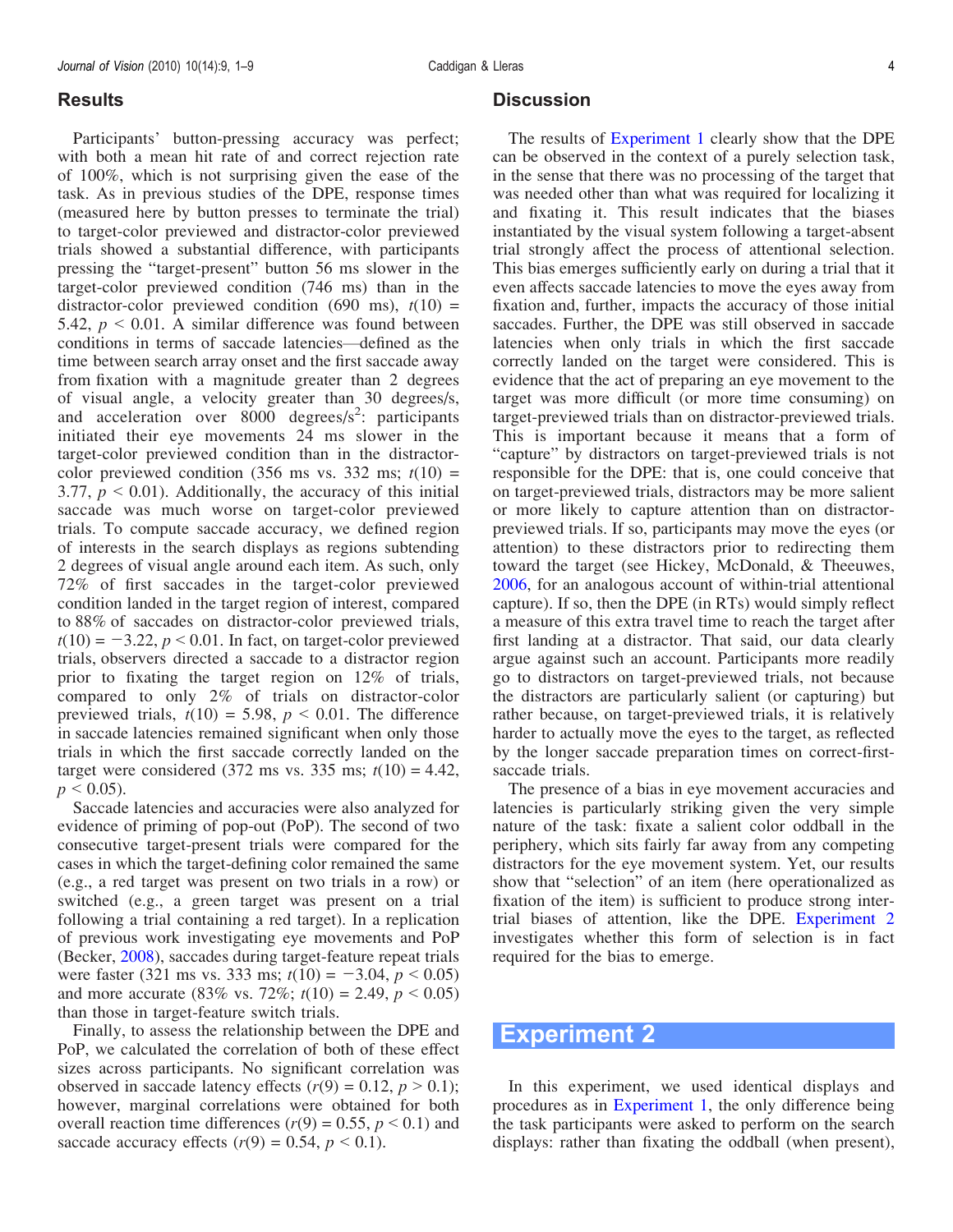## Results

Participants' button-pressing accuracy was perfect; with both a mean hit rate of and correct rejection rate of 100%, which is not surprising given the ease of the task. As in previous studies of the DPE, response times (measured here by button presses to terminate the trial) to target-color previewed and distractor-color previewed trials showed a substantial difference, with participants pressing the "target-present" button 56 ms slower in the target-color previewed condition (746 ms) than in the distractor-color previewed condition (690 ms), $t(10) = 5.42$, $p < 0.01$. A similar difference was found between conditions in terms of saccade latencies—defined as the time between search array onset and the first saccade away from fixation with a magnitude greater than 2 degrees of visual angle, a velocity greater than 30 degrees/s, and acceleration over 8000 degrees/s$^2$: participants initiated their eye movements 24 ms slower in the target-color previewed condition than in the distractor-color previewed condition (356 ms vs. 332 ms; $t(10) = 3.77$, $p < 0.01$). Additionally, the accuracy of this initial saccade was much worse on target-color previewed trials. To compute saccade accuracy, we defined region of interests in the search displays as regions subtending 2 degrees of visual angle around each item. As such, only 72% of first saccades in the target-color previewed condition landed in the target region of interest, compared to 88% of saccades on distractor-color previewed trials, $t(10) = -3.22$, $p < 0.01$. In fact, on target-color previewed trials, observers directed a saccade to a distractor region prior to fixating the target region on 12% of trials, compared to only 2% of trials on distractor-color previewed trials, $t(10) = 5.98$, $p < 0.01$. The difference in saccade latencies remained significant when only those trials in which the first saccade correctly landed on the target were considered (372 ms vs. 335 ms; $t(10) = 4.42$, $p < 0.05$).

Saccade latencies and accuracies were also analyzed for evidence of priming of pop-out (PoP). The second of two consecutive target-present trials were compared for the cases in which the target-defining color remained the same (e.g., a red target was present on two trials in a row) or switched (e.g., a green target was present on a trial following a trial containing a red target). In a replication of previous work investigating eye movements and PoP (Becker, 2008), saccades during target-feature repeat trials were faster (321 ms vs. 333 ms; $t(10) = -3.04$, $p < 0.05$) and more accurate (83% vs. 72%; $t(10) = 2.49$, $p < 0.05$) than those in target-feature switch trials.

Finally, to assess the relationship between the DPE and PoP, we calculated the correlation of both of these effect sizes across participants. No significant correlation was observed in saccade latency effects ($r(9) = 0.12$, $p > 0.1$); however, marginal correlations were obtained for both overall reaction time differences ($r(9) = 0.55$, $p < 0.1$) and saccade accuracy effects ($r(9) = 0.54$, $p < 0.1$).

## Discussion

The results of Experiment 1 clearly show that the DPE can be observed in the context of a purely selection task, in the sense that there was no processing of the target that was needed other than what was required for localizing it and fixating it. This result indicates that the biases instantiated by the visual system following a target-absent trial strongly affect the process of attentional selection. This bias emerges sufficiently early on during a trial that it even affects saccade latencies to move the eyes away from fixation and, further, impacts the accuracy of those initial saccades. Further, the DPE was still observed in saccade latencies when only trials in which the first saccade correctly landed on the target were considered. This is evidence that the act of preparing an eye movement to the target was more difficult (or more time consuming) on target-previewed trials than on distractor-previewed trials. This is important because it means that a form of "capture" by distractors on target-previewed trials is not responsible for the DPE: that is, one could conceive that on target-previewed trials, distractors may be more salient or more likely to capture attention than on distractor-previewed trials. If so, participants may move the eyes (or attention) to these distractors prior to redirecting them toward the target (see Hickey, McDonald, & Theeuwes, 2006, for an analogous account of within-trial attentional capture). If so, then the DPE (in RTs) would simply reflect a measure of this extra travel time to reach the target after first landing at a distractor. That said, our data clearly argue against such an account. Participants more readily go to distractors on target-previewed trials, not because the distractors are particularly salient (or capturing) but rather because, on target-previewed trials, it is relatively harder to actually move the eyes to the target, as reflected by the longer saccade preparation times on correct-first-saccade trials.

The presence of a bias in eye movement accuracies and latencies is particularly striking given the very simple nature of the task: fixate a salient color oddball in the periphery, which sits fairly far away from any competing distractors for the eye movement system. Yet, our results show that "selection" of an item (here operationalized as fixation of the item) is sufficient to produce strong inter-trial biases of attention, like the DPE. Experiment 2 investigates whether this form of selection is in fact required for the bias to emerge.

# Experiment 2

In this experiment, we used identical displays and procedures as in Experiment 1, the only difference being the task participants were asked to perform on the search displays: rather than fixating the oddball (when present),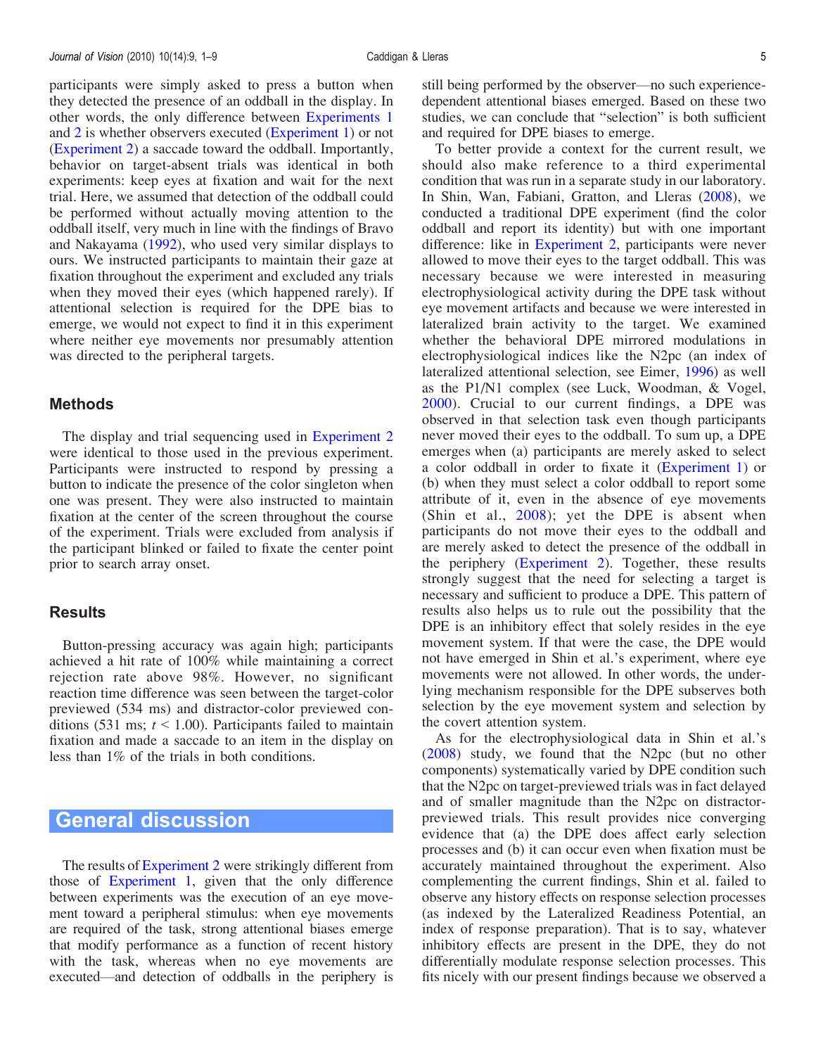participants were simply asked to press a button when they detected the presence of an oddball in the display. In other words, the only difference between Experiments 1 and 2 is whether observers executed (Experiment 1) or not (Experiment 2) a saccade toward the oddball. Importantly, behavior on target-absent trials was identical in both experiments: keep eyes at fixation and wait for the next trial. Here, we assumed that detection of the oddball could be performed without actually moving attention to the oddball itself, very much in line with the findings of Bravo and Nakayama (1992), who used very similar displays to ours. We instructed participants to maintain their gaze at fixation throughout the experiment and excluded any trials when they moved their eyes (which happened rarely). If attentional selection is required for the DPE bias to emerge, we would not expect to find it in this experiment where neither eye movements nor presumably attention was directed to the peripheral targets.

## Methods

The display and trial sequencing used in Experiment 2 were identical to those used in the previous experiment. Participants were instructed to respond by pressing a button to indicate the presence of the color singleton when one was present. They were also instructed to maintain fixation at the center of the screen throughout the course of the experiment. Trials were excluded from analysis if the participant blinked or failed to fixate the center point prior to search array onset.

## Results

Button-pressing accuracy was again high; participants achieved a hit rate of 100% while maintaining a correct rejection rate above 98%. However, no significant reaction time difference was seen between the target-color previewed (534 ms) and distractor-color previewed conditions (531 ms; $t < 1.00$). Participants failed to maintain fixation and made a saccade to an item in the display on less than 1% of the trials in both conditions.

# General discussion

The results of Experiment 2 were strikingly different from those of Experiment 1, given that the only difference between experiments was the execution of an eye movement toward a peripheral stimulus: when eye movements are required of the task, strong attentional biases emerge that modify performance as a function of recent history with the task, whereas when no eye movements are executed—and detection of oddballs in the periphery is still being performed by the observer—no such experience-dependent attentional biases emerged. Based on these two studies, we can conclude that "selection" is both sufficient and required for DPE biases to emerge.

To better provide a context for the current result, we should also make reference to a third experimental condition that was run in a separate study in our laboratory. In Shin, Wan, Fabiani, Gratton, and Lleras (2008), we conducted a traditional DPE experiment (find the color oddball and report its identity) but with one important difference: like in Experiment 2, participants were never allowed to move their eyes to the target oddball. This was necessary because we were interested in measuring electrophysiological activity during the DPE task without eye movement artifacts and because we were interested in lateralized brain activity to the target. We examined whether the behavioral DPE mirrored modulations in electrophysiological indices like the N2pc (an index of lateralized attentional selection, see Eimer, 1996) as well as the P1/N1 complex (see Luck, Woodman, & Vogel, 2000). Crucial to our current findings, a DPE was observed in that selection task even though participants never moved their eyes to the oddball. To sum up, a DPE emerges when (a) participants are merely asked to select a color oddball in order to fixate it (Experiment 1) or (b) when they must select a color oddball to report some attribute of it, even in the absence of eye movements (Shin et al., 2008); yet the DPE is absent when participants do not move their eyes to the oddball and are merely asked to detect the presence of the oddball in the periphery (Experiment 2). Together, these results strongly suggest that the need for selecting a target is necessary and sufficient to produce a DPE. This pattern of results also helps us to rule out the possibility that the DPE is an inhibitory effect that solely resides in the eye movement system. If that were the case, the DPE would not have emerged in Shin et al.'s experiment, where eye movements were not allowed. In other words, the underlying mechanism responsible for the DPE subserves both selection by the eye movement system and selection by the covert attention system.

As for the electrophysiological data in Shin et al.'s (2008) study, we found that the N2pc (but no other components) systematically varied by DPE condition such that the N2pc on target-previewed trials was in fact delayed and of smaller magnitude than the N2pc on distractor-previewed trials. This result provides nice converging evidence that (a) the DPE does affect early selection processes and (b) it can occur even when fixation must be accurately maintained throughout the experiment. Also complementing the current findings, Shin et al. failed to observe any history effects on response selection processes (as indexed by the Lateralized Readiness Potential, an index of response preparation). That is to say, whatever inhibitory effects are present in the DPE, they do not differentially modulate response selection processes. This fits nicely with our present findings because we observed a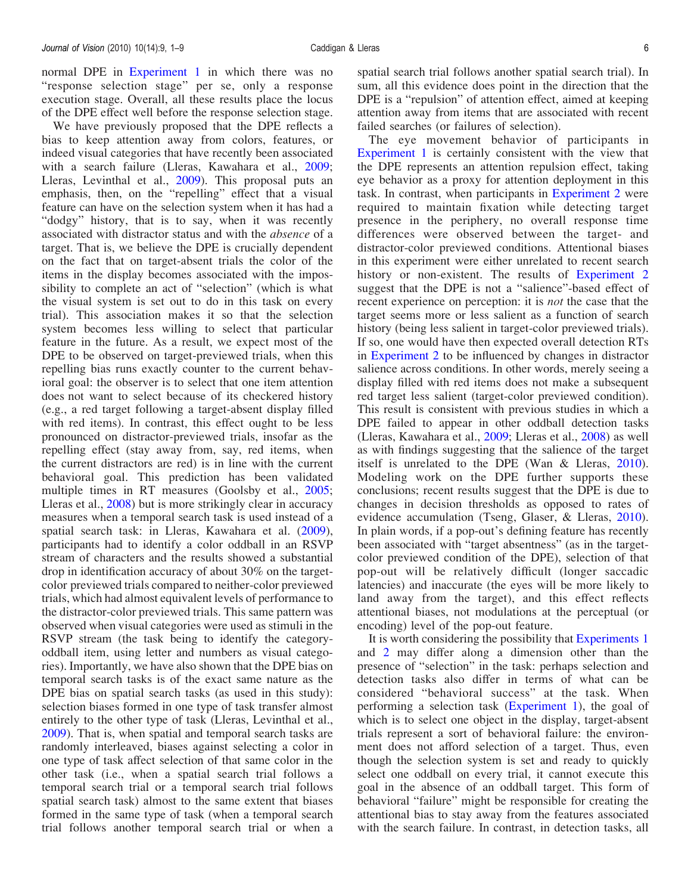normal DPE in Experiment 1 in which there was no "response selection stage" per se, only a response execution stage. Overall, all these results place the locus of the DPE effect well before the response selection stage.

We have previously proposed that the DPE reflects a bias to keep attention away from colors, features, or indeed visual categories that have recently been associated with a search failure (Lleras, Kawahara et al., 2009; Lleras, Levinthal et al., 2009). This proposal puts an emphasis, then, on the "repelling" effect that a visual feature can have on the selection system when it has had a "dodgy" history, that is to say, when it was recently associated with distractor status and with the *absence* of a target. That is, we believe the DPE is crucially dependent on the fact that on target-absent trials the color of the items in the display becomes associated with the impossibility to complete an act of "selection" (which is what the visual system is set out to do in this task on every trial). This association makes it so that the selection system becomes less willing to select that particular feature in the future. As a result, we expect most of the DPE to be observed on target-previewed trials, when this repelling bias runs exactly counter to the current behavioral goal: the observer is to select that one item attention does not want to select because of its checkered history (e.g., a red target following a target-absent display filled with red items). In contrast, this effect ought to be less pronounced on distractor-previewed trials, insofar as the repelling effect (stay away from, say, red items, when the current distractors are red) is in line with the current behavioral goal. This prediction has been validated multiple times in RT measures (Goolsby et al., 2005; Lleras et al., 2008) but is more strikingly clear in accuracy measures when a temporal search task is used instead of a spatial search task: in Lleras, Kawahara et al. (2009), participants had to identify a color oddball in an RSVP stream of characters and the results showed a substantial drop in identification accuracy of about 30% on the target-color previewed trials compared to neither-color previewed trials, which had almost equivalent levels of performance to the distractor-color previewed trials. This same pattern was observed when visual categories were used as stimuli in the RSVP stream (the task being to identify the category-oddball item, using letter and numbers as visual categories). Importantly, we have also shown that the DPE bias on temporal search tasks is of the exact same nature as the DPE bias on spatial search tasks (as used in this study): selection biases formed in one type of task transfer almost entirely to the other type of task (Lleras, Levinthal et al., 2009). That is, when spatial and temporal search tasks are randomly interleaved, biases against selecting a color in one type of task affect selection of that same color in the other task (i.e., when a spatial search trial follows a temporal search trial or a temporal search trial follows spatial search task) almost to the same extent that biases formed in the same type of task (when a temporal search trial follows another temporal search trial or when a spatial search trial follows another spatial search trial). In sum, all this evidence does point in the direction that the DPE is a "repulsion" of attention effect, aimed at keeping attention away from items that are associated with recent failed searches (or failures of selection).

The eye movement behavior of participants in Experiment 1 is certainly consistent with the view that the DPE represents an attention repulsion effect, taking eye behavior as a proxy for attention deployment in this task. In contrast, when participants in Experiment 2 were required to maintain fixation while detecting target presence in the periphery, no overall response time differences were observed between the target- and distractor-color previewed conditions. Attentional biases in this experiment were either unrelated to recent search history or non-existent. The results of Experiment 2 suggest that the DPE is not a "salience"-based effect of recent experience on perception: it is *not* the case that the target seems more or less salient as a function of search history (being less salient in target-color previewed trials). If so, one would have then expected overall detection RTs in Experiment 2 to be influenced by changes in distractor salience across conditions. In other words, merely seeing a display filled with red items does not make a subsequent red target less salient (target-color previewed condition). This result is consistent with previous studies in which a DPE failed to appear in other oddball detection tasks (Lleras, Kawahara et al., 2009; Lleras et al., 2008) as well as with findings suggesting that the salience of the target itself is unrelated to the DPE (Wan & Lleras, 2010). Modeling work on the DPE further supports these conclusions; recent results suggest that the DPE is due to changes in decision thresholds as opposed to rates of evidence accumulation (Tseng, Glaser, & Lleras, 2010). In plain words, if a pop-out's defining feature has recently been associated with "target absentness" (as in the target-color previewed condition of the DPE), selection of that pop-out will be relatively difficult (longer saccadic latencies) and inaccurate (the eyes will be more likely to land away from the target), and this effect reflects attentional biases, not modulations at the perceptual (or encoding) level of the pop-out feature.

It is worth considering the possibility that Experiments 1 and 2 may differ along a dimension other than the presence of "selection" in the task: perhaps selection and detection tasks also differ in terms of what can be considered "behavioral success" at the task. When performing a selection task (Experiment 1), the goal of which is to select one object in the display, target-absent trials represent a sort of behavioral failure: the environment does not afford selection of a target. Thus, even though the selection system is set and ready to quickly select one oddball on every trial, it cannot execute this goal in the absence of an oddball target. This form of behavioral "failure" might be responsible for creating the attentional bias to stay away from the features associated with the search failure. In contrast, in detection tasks, all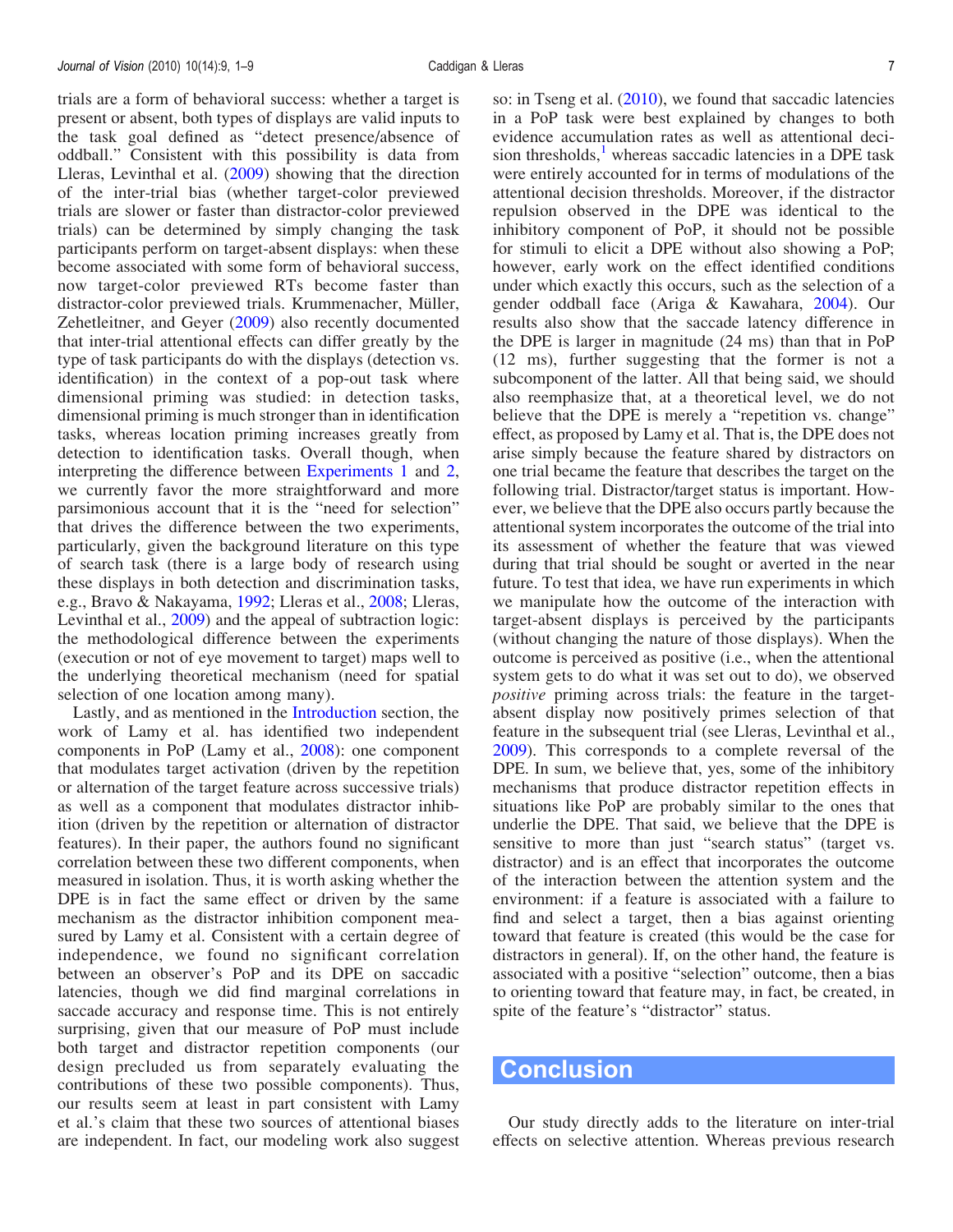trials are a form of behavioral success: whether a target is present or absent, both types of displays are valid inputs to the task goal defined as "detect presence/absence of oddball." Consistent with this possibility is data from Lleras, Levinthal et al. (2009) showing that the direction of the inter-trial bias (whether target-color previewed trials are slower or faster than distractor-color previewed trials) can be determined by simply changing the task participants perform on target-absent displays: when these become associated with some form of behavioral success, now target-color previewed RTs become faster than distractor-color previewed trials. Krummenacher, Müller, Zehetleitner, and Geyer (2009) also recently documented that inter-trial attentional effects can differ greatly by the type of task participants do with the displays (detection vs. identification) in the context of a pop-out task where dimensional priming was studied: in detection tasks, dimensional priming is much stronger than in identification tasks, whereas location priming increases greatly from detection to identification tasks. Overall though, when interpreting the difference between Experiments 1 and 2, we currently favor the more straightforward and more parsimonious account that it is the "need for selection" that drives the difference between the two experiments, particularly, given the background literature on this type of search task (there is a large body of research using these displays in both detection and discrimination tasks, e.g., Bravo & Nakayama, 1992; Lleras et al., 2008; Lleras, Levinthal et al., 2009) and the appeal of subtraction logic: the methodological difference between the experiments (execution or not of eye movement to target) maps well to the underlying theoretical mechanism (need for spatial selection of one location among many).

Lastly, and as mentioned in the Introduction section, the work of Lamy et al. has identified two independent components in PoP (Lamy et al., 2008): one component that modulates target activation (driven by the repetition or alternation of the target feature across successive trials) as well as a component that modulates distractor inhibition (driven by the repetition or alternation of distractor features). In their paper, the authors found no significant correlation between these two different components, when measured in isolation. Thus, it is worth asking whether the DPE is in fact the same effect or driven by the same mechanism as the distractor inhibition component measured by Lamy et al. Consistent with a certain degree of independence, we found no significant correlation between an observer's PoP and its DPE on saccadic latencies, though we did find marginal correlations in saccade accuracy and response time. This is not entirely surprising, given that our measure of PoP must include both target and distractor repetition components (our design precluded us from separately evaluating the contributions of these two possible components). Thus, our results seem at least in part consistent with Lamy et al.'s claim that these two sources of attentional biases are independent. In fact, our modeling work also suggest so: in Tseng et al. (2010), we found that saccadic latencies in a PoP task were best explained by changes to both evidence accumulation rates as well as attentional decision thresholds,[1] whereas saccadic latencies in a DPE task were entirely accounted for in terms of modulations of the attentional decision thresholds. Moreover, if the distractor repulsion observed in the DPE was identical to the inhibitory component of PoP, it should not be possible for stimuli to elicit a DPE without also showing a PoP; however, early work on the effect identified conditions under which exactly this occurs, such as the selection of a gender oddball face (Ariga & Kawahara, 2004). Our results also show that the saccade latency difference in the DPE is larger in magnitude (24 ms) than that in PoP (12 ms), further suggesting that the former is not a subcomponent of the latter. All that being said, we should also reemphasize that, at a theoretical level, we do not believe that the DPE is merely a "repetition vs. change" effect, as proposed by Lamy et al. That is, the DPE does not arise simply because the feature shared by distractors on one trial became the feature that describes the target on the following trial. Distractor/target status is important. However, we believe that the DPE also occurs partly because the attentional system incorporates the outcome of the trial into its assessment of whether the feature that was viewed during that trial should be sought or averted in the near future. To test that idea, we have run experiments in which we manipulate how the outcome of the interaction with target-absent displays is perceived by the participants (without changing the nature of those displays). When the outcome is perceived as positive (i.e., when the attentional system gets to do what it was set out to do), we observed *positive* priming across trials: the feature in the target-absent display now positively primes selection of that feature in the subsequent trial (see Lleras, Levinthal et al., 2009). This corresponds to a complete reversal of the DPE. In sum, we believe that, yes, some of the inhibitory mechanisms that produce distractor repetition effects in situations like PoP are probably similar to the ones that underlie the DPE. That said, we believe that the DPE is sensitive to more than just "search status" (target vs. distractor) and is an effect that incorporates the outcome of the interaction between the attention system and the environment: if a feature is associated with a failure to find and select a target, then a bias against orienting toward that feature is created (this would be the case for distractors in general). If, on the other hand, the feature is associated with a positive "selection" outcome, then a bias to orienting toward that feature may, in fact, be created, in spite of the feature's "distractor" status.

## Conclusion

Our study directly adds to the literature on inter-trial effects on selective attention. Whereas previous research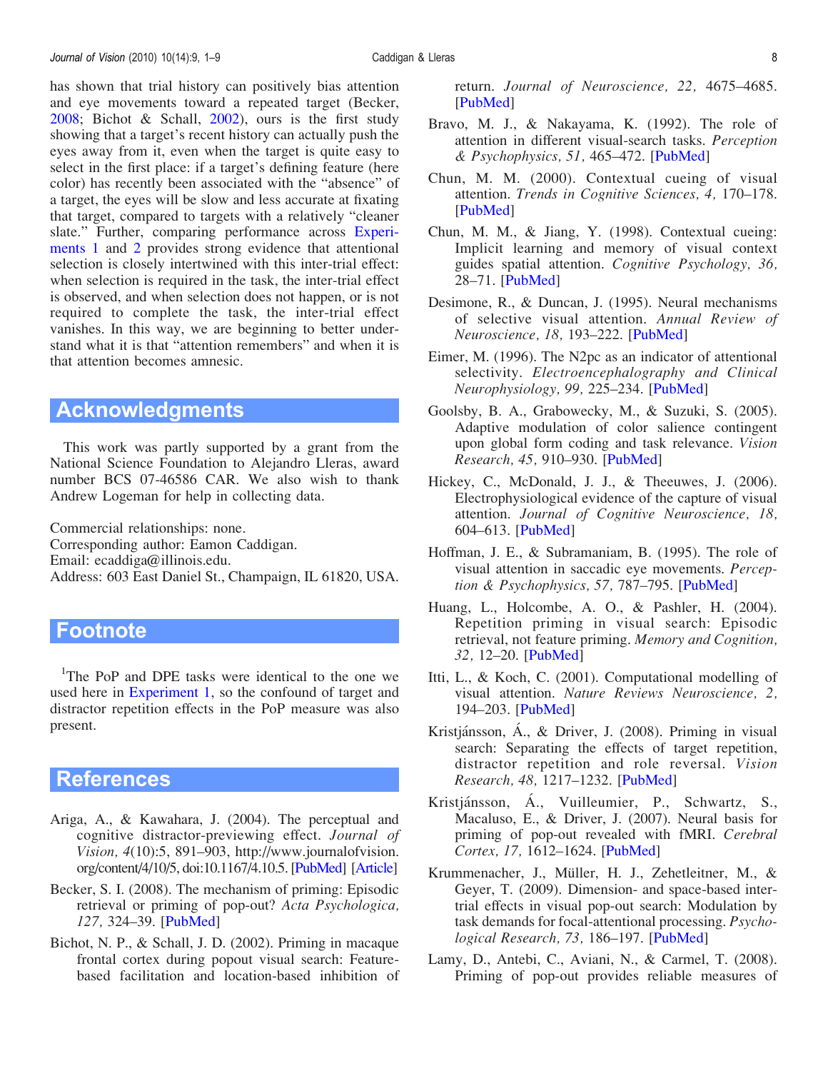has shown that trial history can positively bias attention and eye movements toward a repeated target (Becker, 2008; Bichot & Schall, 2002), ours is the first study showing that a target's recent history can actually push the eyes away from it, even when the target is quite easy to select in the first place: if a target's defining feature (here color) has recently been associated with the "absence" of a target, the eyes will be slow and less accurate at fixating that target, compared to targets with a relatively "cleaner slate." Further, comparing performance across Experiments 1 and 2 provides strong evidence that attentional selection is closely intertwined with this inter-trial effect: when selection is required in the task, the inter-trial effect is observed, and when selection does not happen, or is not required to complete the task, the inter-trial effect vanishes. In this way, we are beginning to better understand what it is that "attention remembers" and when it is that attention becomes amnesic.

## Acknowledgments

This work was partly supported by a grant from the National Science Foundation to Alejandro Lleras, award number BCS 07-46586 CAR. We also wish to thank Andrew Logeman for help in collecting data.

Commercial relationships: none.
Corresponding author: Eamon Caddigan.
Email: ecaddiga@illinois.edu.
Address: 603 East Daniel St., Champaign, IL 61820, USA.

## Footnote

[1]The PoP and DPE tasks were identical to the one we used here in Experiment 1, so the confound of target and distractor repetition effects in the PoP measure was also present.

## References

Ariga, A., & Kawahara, J. (2004). The perceptual and cognitive distractor-previewing effect. *Journal of Vision, 4*(10):5, 891–903, http://www.journalofvision.org/content/4/10/5, doi:10.1167/4.10.5. [PubMed] [Article]

Becker, S. I. (2008). The mechanism of priming: Episodic retrieval or priming of pop-out? *Acta Psychologica, 127,* 324–39. [PubMed]

Bichot, N. P., & Schall, J. D. (2002). Priming in macaque frontal cortex during popout visual search: Feature-based facilitation and location-based inhibition of return. *Journal of Neuroscience, 22,* 4675–4685. [PubMed]

Bravo, M. J., & Nakayama, K. (1992). The role of attention in different visual-search tasks. *Perception & Psychophysics, 51,* 465–472. [PubMed]

Chun, M. M. (2000). Contextual cueing of visual attention. *Trends in Cognitive Sciences, 4,* 170–178. [PubMed]

Chun, M. M., & Jiang, Y. (1998). Contextual cueing: Implicit learning and memory of visual context guides spatial attention. *Cognitive Psychology, 36,* 28–71. [PubMed]

Desimone, R., & Duncan, J. (1995). Neural mechanisms of selective visual attention. *Annual Review of Neuroscience, 18,* 193–222. [PubMed]

Eimer, M. (1996). The N2pc as an indicator of attentional selectivity. *Electroencephalography and Clinical Neurophysiology, 99,* 225–234. [PubMed]

Goolsby, B. A., Grabowecky, M., & Suzuki, S. (2005). Adaptive modulation of color salience contingent upon global form coding and task relevance. *Vision Research, 45,* 910–930. [PubMed]

Hickey, C., McDonald, J. J., & Theeuwes, J. (2006). Electrophysiological evidence of the capture of visual attention. *Journal of Cognitive Neuroscience, 18,* 604–613. [PubMed]

Hoffman, J. E., & Subramaniam, B. (1995). The role of visual attention in saccadic eye movements. *Perception & Psychophysics, 57,* 787–795. [PubMed]

Huang, L., Holcombe, A. O., & Pashler, H. (2004). Repetition priming in visual search: Episodic retrieval, not feature priming. *Memory and Cognition, 32,* 12–20. [PubMed]

Itti, L., & Koch, C. (2001). Computational modelling of visual attention. *Nature Reviews Neuroscience, 2,* 194–203. [PubMed]

Kristjánsson, Á., & Driver, J. (2008). Priming in visual search: Separating the effects of target repetition, distractor repetition and role reversal. *Vision Research, 48,* 1217–1232. [PubMed]

Kristjánsson, Á., Vuilleumier, P., Schwartz, S., Macaluso, E., & Driver, J. (2007). Neural basis for priming of pop-out revealed with fMRI. *Cerebral Cortex, 17,* 1612–1624. [PubMed]

Krummenacher, J., Müller, H. J., Zehetleitner, M., & Geyer, T. (2009). Dimension- and space-based inter-trial effects in visual pop-out search: Modulation by task demands for focal-attentional processing. *Psychological Research, 73,* 186–197. [PubMed]

Lamy, D., Antebi, C., Aviani, N., & Carmel, T. (2008). Priming of pop-out provides reliable measures of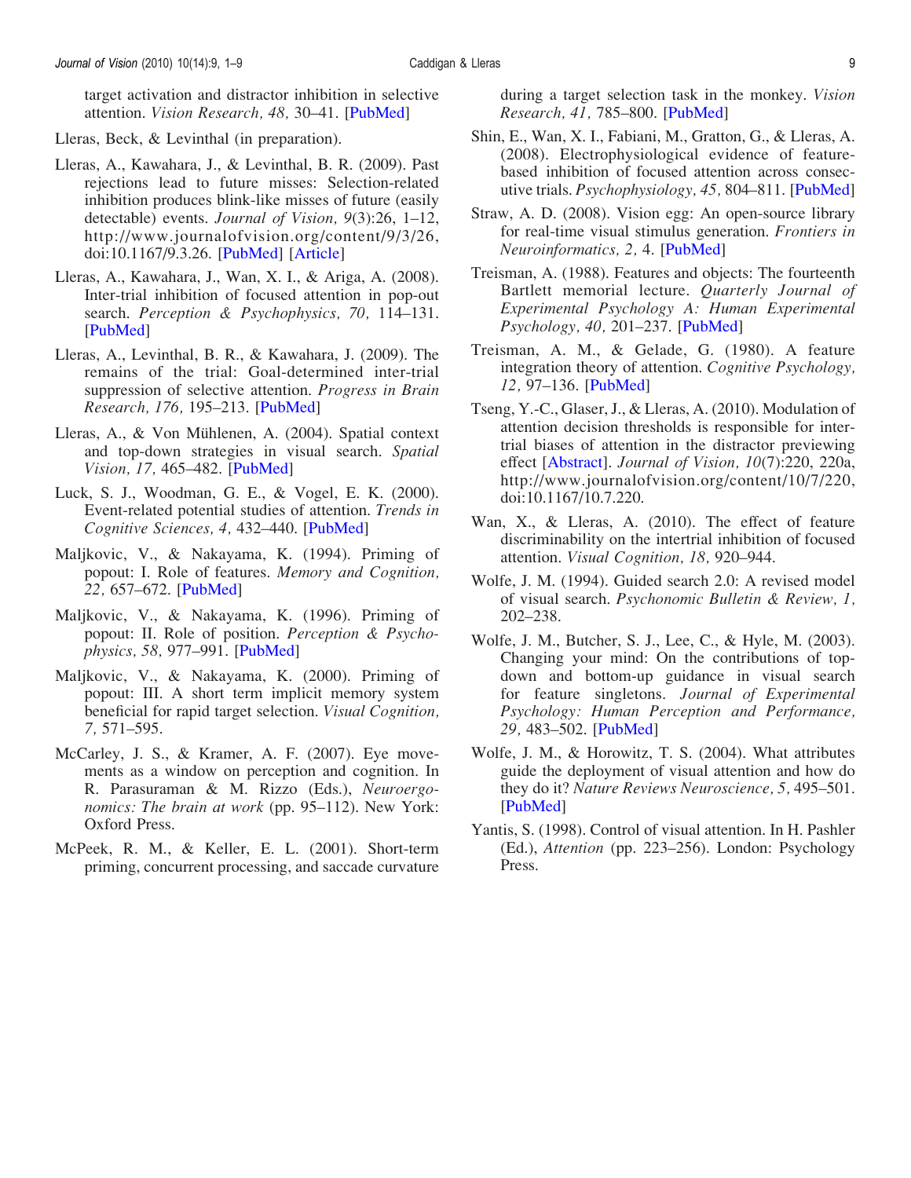target activation and distractor inhibition in selective attention. *Vision Research, 48,* 30–41. [PubMed]

Lleras, Beck, & Levinthal (in preparation).

Lleras, A., Kawahara, J., & Levinthal, B. R. (2009). Past rejections lead to future misses: Selection-related inhibition produces blink-like misses of future (easily detectable) events. *Journal of Vision, 9*(3):26, 1–12, http://www.journalofvision.org/content/9/3/26, doi:10.1167/9.3.26. [PubMed] [Article]

Lleras, A., Kawahara, J., Wan, X. I., & Ariga, A. (2008). Inter-trial inhibition of focused attention in pop-out search. *Perception & Psychophysics, 70,* 114–131. [PubMed]

Lleras, A., Levinthal, B. R., & Kawahara, J. (2009). The remains of the trial: Goal-determined inter-trial suppression of selective attention. *Progress in Brain Research, 176,* 195–213. [PubMed]

Lleras, A., & Von Mühlenen, A. (2004). Spatial context and top-down strategies in visual search. *Spatial Vision, 17,* 465–482. [PubMed]

Luck, S. J., Woodman, G. E., & Vogel, E. K. (2000). Event-related potential studies of attention. *Trends in Cognitive Sciences, 4,* 432–440. [PubMed]

Maljkovic, V., & Nakayama, K. (1994). Priming of popout: I. Role of features. *Memory and Cognition, 22,* 657–672. [PubMed]

Maljkovic, V., & Nakayama, K. (1996). Priming of popout: II. Role of position. *Perception & Psychophysics, 58,* 977–991. [PubMed]

Maljkovic, V., & Nakayama, K. (2000). Priming of popout: III. A short term implicit memory system beneficial for rapid target selection. *Visual Cognition, 7,* 571–595.

McCarley, J. S., & Kramer, A. F. (2007). Eye movements as a window on perception and cognition. In R. Parasuraman & M. Rizzo (Eds.), *Neuroergonomics: The brain at work* (pp. 95–112). New York: Oxford Press.

McPeek, R. M., & Keller, E. L. (2001). Short-term priming, concurrent processing, and saccade curvature during a target selection task in the monkey. *Vision Research, 41,* 785–800. [PubMed]

Shin, E., Wan, X. I., Fabiani, M., Gratton, G., & Lleras, A. (2008). Electrophysiological evidence of feature-based inhibition of focused attention across consecutive trials. *Psychophysiology, 45,* 804–811. [PubMed]

Straw, A. D. (2008). Vision egg: An open-source library for real-time visual stimulus generation. *Frontiers in Neuroinformatics, 2,* 4. [PubMed]

Treisman, A. (1988). Features and objects: The fourteenth Bartlett memorial lecture. *Quarterly Journal of Experimental Psychology A: Human Experimental Psychology, 40,* 201–237. [PubMed]

Treisman, A. M., & Gelade, G. (1980). A feature integration theory of attention. *Cognitive Psychology, 12,* 97–136. [PubMed]

Tseng, Y.-C., Glaser, J., & Lleras, A. (2010). Modulation of attention decision thresholds is responsible for inter-trial biases of attention in the distractor previewing effect [Abstract]. *Journal of Vision, 10*(7):220, 220a, http://www.journalofvision.org/content/10/7/220, doi:10.1167/10.7.220.

Wan, X., & Lleras, A. (2010). The effect of feature discriminability on the intertrial inhibition of focused attention. *Visual Cognition, 18,* 920–944.

Wolfe, J. M. (1994). Guided search 2.0: A revised model of visual search. *Psychonomic Bulletin & Review, 1,* 202–238.

Wolfe, J. M., Butcher, S. J., Lee, C., & Hyle, M. (2003). Changing your mind: On the contributions of top-down and bottom-up guidance in visual search for feature singletons. *Journal of Experimental Psychology: Human Perception and Performance, 29,* 483–502. [PubMed]

Wolfe, J. M., & Horowitz, T. S. (2004). What attributes guide the deployment of visual attention and how do they do it? *Nature Reviews Neuroscience, 5,* 495–501. [PubMed]

Yantis, S. (1998). Control of visual attention. In H. Pashler (Ed.), *Attention* (pp. 223–256). London: Psychology Press.